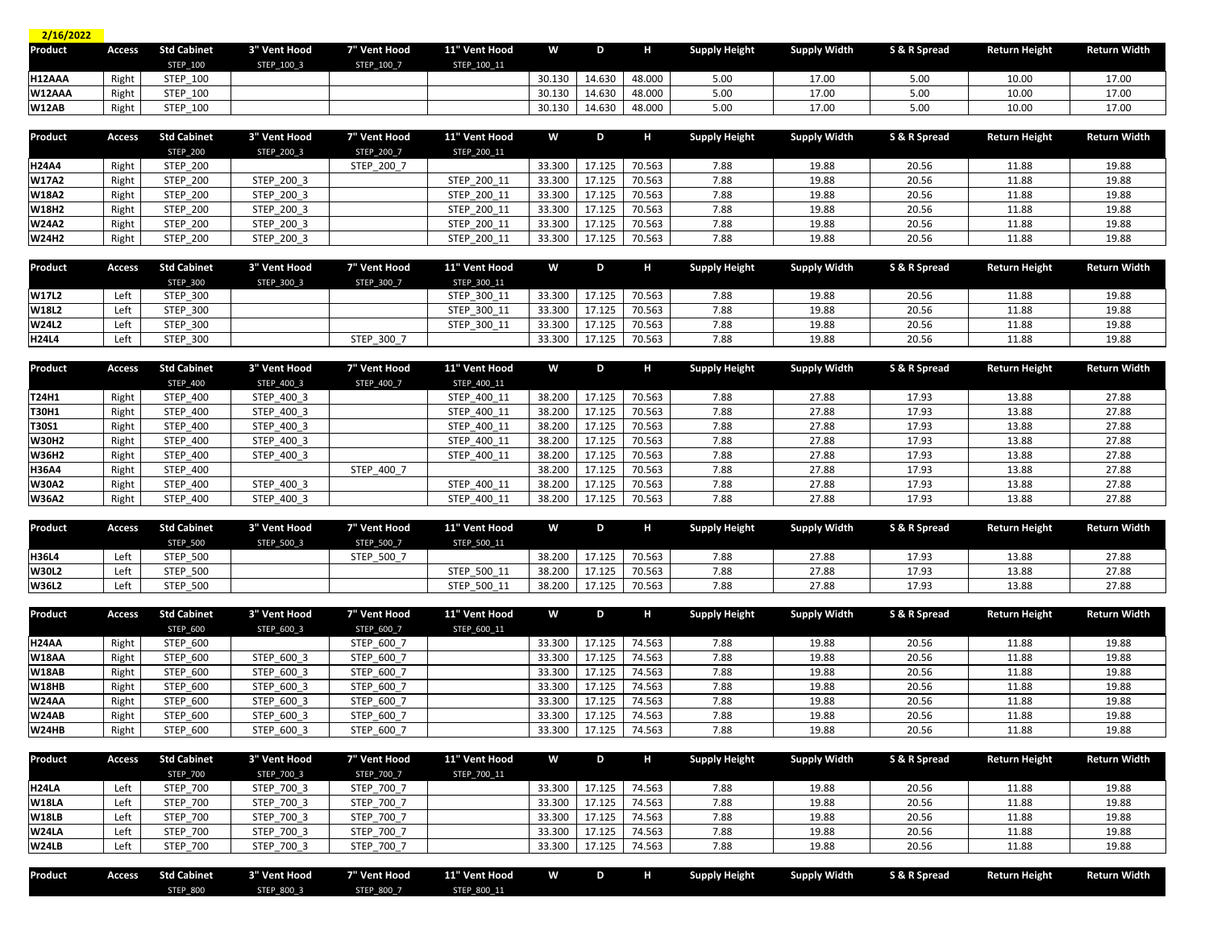2/16/2022

| Product | Access | Std Cabinet | 3" Vent Hood | 7" Vent Hood | 11" Vent Hood | W | D | H | Supply Height | Supply Width | S & R Spread | Return Height | Return Width |
|---|---|---|---|---|---|---|---|---|---|---|---|---|---|
| | | STEP_100 | STEP_100_3 | STEP_100_7 | STEP_100_11 | | | | | | | | |
| H12AAA | Right | STEP_100 | | | | 30.130 | 14.630 | 48.000 | 5.00 | 17.00 | 5.00 | 10.00 | 17.00 |
| W12AAA | Right | STEP_100 | | | | 30.130 | 14.630 | 48.000 | 5.00 | 17.00 | 5.00 | 10.00 | 17.00 |
| W12AB | Right | STEP_100 | | | | 30.130 | 14.630 | 48.000 | 5.00 | 17.00 | 5.00 | 10.00 | 17.00 |

| Product | Access | Std Cabinet | 3" Vent Hood | 7" Vent Hood | 11" Vent Hood | W | D | H | Supply Height | Supply Width | S & R Spread | Return Height | Return Width |
|---|---|---|---|---|---|---|---|---|---|---|---|---|---|
| | | STEP_200 | STEP_200_3 | STEP_200_7 | STEP_200_11 | | | | | | | | |
| H24A4 | Right | STEP_200 | | STEP_200_7 | | 33.300 | 17.125 | 70.563 | 7.88 | 19.88 | 20.56 | 11.88 | 19.88 |
| W17A2 | Right | STEP_200 | STEP_200_3 | | STEP_200_11 | 33.300 | 17.125 | 70.563 | 7.88 | 19.88 | 20.56 | 11.88 | 19.88 |
| W18A2 | Right | STEP_200 | STEP_200_3 | | STEP_200_11 | 33.300 | 17.125 | 70.563 | 7.88 | 19.88 | 20.56 | 11.88 | 19.88 |
| W18H2 | Right | STEP_200 | STEP_200_3 | | STEP_200_11 | 33.300 | 17.125 | 70.563 | 7.88 | 19.88 | 20.56 | 11.88 | 19.88 |
| W24A2 | Right | STEP_200 | STEP_200_3 | | STEP_200_11 | 33.300 | 17.125 | 70.563 | 7.88 | 19.88 | 20.56 | 11.88 | 19.88 |
| W24H2 | Right | STEP_200 | STEP_200_3 | | STEP_200_11 | 33.300 | 17.125 | 70.563 | 7.88 | 19.88 | 20.56 | 11.88 | 19.88 |

| Product | Access | Std Cabinet | 3" Vent Hood | 7" Vent Hood | 11" Vent Hood | W | D | H | Supply Height | Supply Width | S & R Spread | Return Height | Return Width |
|---|---|---|---|---|---|---|---|---|---|---|---|---|---|
| | | STEP_300 | STEP_300_3 | STEP_300_7 | STEP_300_11 | | | | | | | | |
| W17L2 | Left | STEP_300 | | | STEP_300_11 | 33.300 | 17.125 | 70.563 | 7.88 | 19.88 | 20.56 | 11.88 | 19.88 |
| W18L2 | Left | STEP_300 | | | STEP_300_11 | 33.300 | 17.125 | 70.563 | 7.88 | 19.88 | 20.56 | 11.88 | 19.88 |
| W24L2 | Left | STEP_300 | | | STEP_300_11 | 33.300 | 17.125 | 70.563 | 7.88 | 19.88 | 20.56 | 11.88 | 19.88 |
| H24L4 | Left | STEP_300 | | STEP_300_7 | | 33.300 | 17.125 | 70.563 | 7.88 | 19.88 | 20.56 | 11.88 | 19.88 |

| Product | Access | Std Cabinet | 3" Vent Hood | 7" Vent Hood | 11" Vent Hood | W | D | H | Supply Height | Supply Width | S & R Spread | Return Height | Return Width |
|---|---|---|---|---|---|---|---|---|---|---|---|---|---|
| | | STEP_400 | STEP_400_3 | STEP_400_7 | STEP_400_11 | | | | | | | | |
| T24H1 | Right | STEP_400 | STEP_400_3 | | STEP_400_11 | 38.200 | 17.125 | 70.563 | 7.88 | 27.88 | 17.93 | 13.88 | 27.88 |
| T30H1 | Right | STEP_400 | STEP_400_3 | | STEP_400_11 | 38.200 | 17.125 | 70.563 | 7.88 | 27.88 | 17.93 | 13.88 | 27.88 |
| T30S1 | Right | STEP_400 | STEP_400_3 | | STEP_400_11 | 38.200 | 17.125 | 70.563 | 7.88 | 27.88 | 17.93 | 13.88 | 27.88 |
| W30H2 | Right | STEP_400 | STEP_400_3 | | STEP_400_11 | 38.200 | 17.125 | 70.563 | 7.88 | 27.88 | 17.93 | 13.88 | 27.88 |
| W36H2 | Right | STEP_400 | STEP_400_3 | | STEP_400_11 | 38.200 | 17.125 | 70.563 | 7.88 | 27.88 | 17.93 | 13.88 | 27.88 |
| H36A4 | Right | STEP_400 | | STEP_400_7 | | 38.200 | 17.125 | 70.563 | 7.88 | 27.88 | 17.93 | 13.88 | 27.88 |
| W30A2 | Right | STEP_400 | STEP_400_3 | | STEP_400_11 | 38.200 | 17.125 | 70.563 | 7.88 | 27.88 | 17.93 | 13.88 | 27.88 |
| W36A2 | Right | STEP_400 | STEP_400_3 | | STEP_400_11 | 38.200 | 17.125 | 70.563 | 7.88 | 27.88 | 17.93 | 13.88 | 27.88 |

| Product | Access | Std Cabinet | 3" Vent Hood | 7" Vent Hood | 11" Vent Hood | W | D | H | Supply Height | Supply Width | S & R Spread | Return Height | Return Width |
|---|---|---|---|---|---|---|---|---|---|---|---|---|---|
| | | STEP_500 | STEP_500_3 | STEP_500_7 | STEP_500_11 | | | | | | | | |
| H36L4 | Left | STEP_500 | | STEP_500_7 | | 38.200 | 17.125 | 70.563 | 7.88 | 27.88 | 17.93 | 13.88 | 27.88 |
| W30L2 | Left | STEP_500 | | | STEP_500_11 | 38.200 | 17.125 | 70.563 | 7.88 | 27.88 | 17.93 | 13.88 | 27.88 |
| W36L2 | Left | STEP_500 | | | STEP_500_11 | 38.200 | 17.125 | 70.563 | 7.88 | 27.88 | 17.93 | 13.88 | 27.88 |

| Product | Access | Std Cabinet | 3" Vent Hood | 7" Vent Hood | 11" Vent Hood | W | D | H | Supply Height | Supply Width | S & R Spread | Return Height | Return Width |
|---|---|---|---|---|---|---|---|---|---|---|---|---|---|
| | | STEP_600 | STEP_600_3 | STEP_600_7 | STEP_600_11 | | | | | | | | |
| H24AA | Right | STEP_600 | | STEP_600_7 | | 33.300 | 17.125 | 74.563 | 7.88 | 19.88 | 20.56 | 11.88 | 19.88 |
| W18AA | Right | STEP_600 | STEP_600_3 | STEP_600_7 | | 33.300 | 17.125 | 74.563 | 7.88 | 19.88 | 20.56 | 11.88 | 19.88 |
| W18AB | Right | STEP_600 | STEP_600_3 | STEP_600_7 | | 33.300 | 17.125 | 74.563 | 7.88 | 19.88 | 20.56 | 11.88 | 19.88 |
| W18HB | Right | STEP_600 | STEP_600_3 | STEP_600_7 | | 33.300 | 17.125 | 74.563 | 7.88 | 19.88 | 20.56 | 11.88 | 19.88 |
| W24AA | Right | STEP_600 | STEP_600_3 | STEP_600_7 | | 33.300 | 17.125 | 74.563 | 7.88 | 19.88 | 20.56 | 11.88 | 19.88 |
| W24AB | Right | STEP_600 | STEP_600_3 | STEP_600_7 | | 33.300 | 17.125 | 74.563 | 7.88 | 19.88 | 20.56 | 11.88 | 19.88 |
| W24HB | Right | STEP_600 | STEP_600_3 | STEP_600_7 | | 33.300 | 17.125 | 74.563 | 7.88 | 19.88 | 20.56 | 11.88 | 19.88 |

| Product | Access | Std Cabinet | 3" Vent Hood | 7" Vent Hood | 11" Vent Hood | W | D | H | Supply Height | Supply Width | S & R Spread | Return Height | Return Width |
|---|---|---|---|---|---|---|---|---|---|---|---|---|---|
| | | STEP_700 | STEP_700_3 | STEP_700_7 | STEP_700_11 | | | | | | | | |
| H24LA | Left | STEP_700 | STEP_700_3 | STEP_700_7 | | 33.300 | 17.125 | 74.563 | 7.88 | 19.88 | 20.56 | 11.88 | 19.88 |
| W18LA | Left | STEP_700 | STEP_700_3 | STEP_700_7 | | 33.300 | 17.125 | 74.563 | 7.88 | 19.88 | 20.56 | 11.88 | 19.88 |
| W18LB | Left | STEP_700 | STEP_700_3 | STEP_700_7 | | 33.300 | 17.125 | 74.563 | 7.88 | 19.88 | 20.56 | 11.88 | 19.88 |
| W24LA | Left | STEP_700 | STEP_700_3 | STEP_700_7 | | 33.300 | 17.125 | 74.563 | 7.88 | 19.88 | 20.56 | 11.88 | 19.88 |
| W24LB | Left | STEP_700 | STEP_700_3 | STEP_700_7 | | 33.300 | 17.125 | 74.563 | 7.88 | 19.88 | 20.56 | 11.88 | 19.88 |

| Product | Access | Std Cabinet | 3" Vent Hood | 7" Vent Hood | 11" Vent Hood | W | D | H | Supply Height | Supply Width | S & R Spread | Return Height | Return Width |
|---|---|---|---|---|---|---|---|---|---|---|---|---|---|
| | | STEP_800 | STEP_800_3 | STEP_800_7 | STEP_800_11 | | | | | | | | |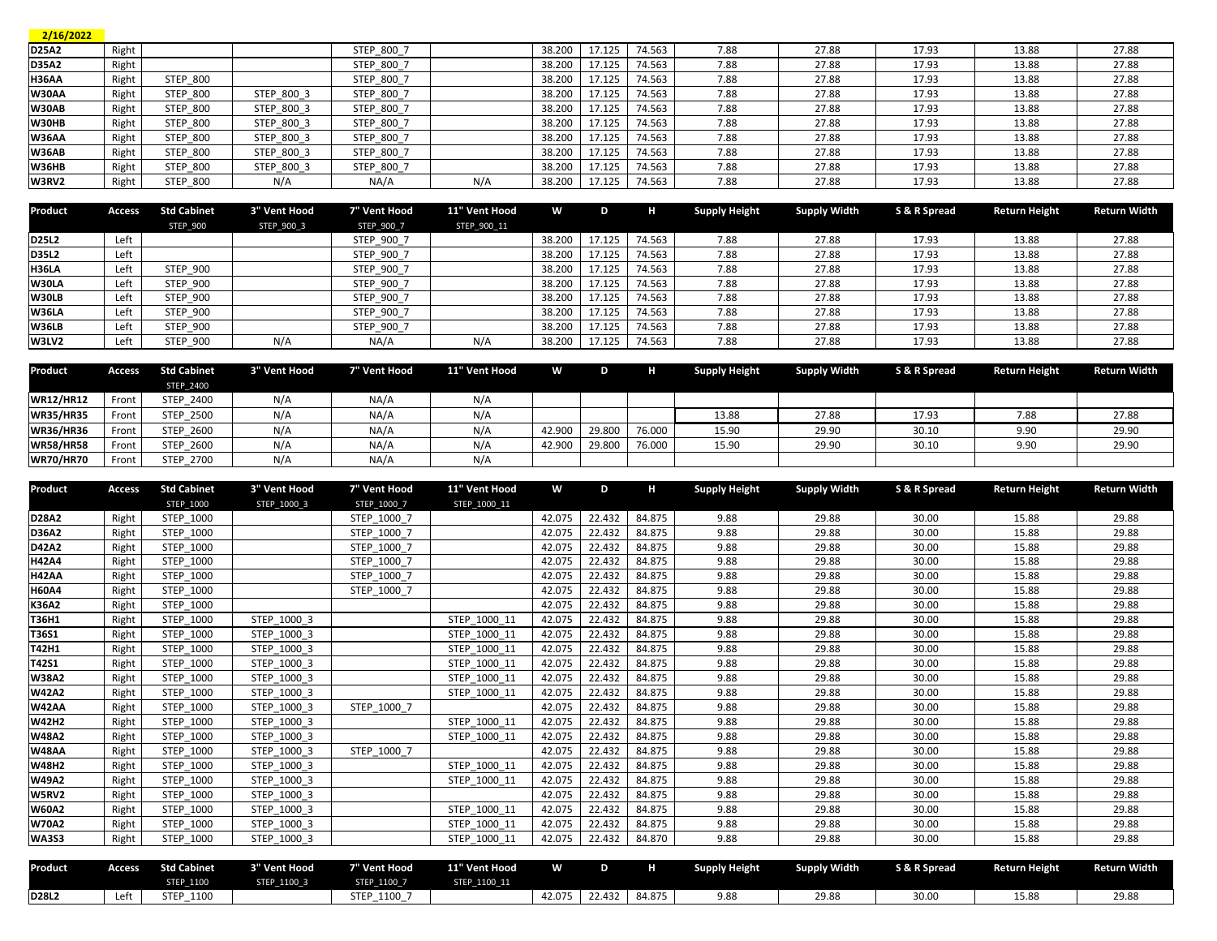2/16/2022

| Product | Access | Std Cabinet | 3" Vent Hood | 7" Vent Hood | 11" Vent Hood | W | D | H | Supply Height | Supply Width | S & R Spread | Return Height | Return Width |
|---|---|---|---|---|---|---|---|---|---|---|---|---|---|
| D25A2 | Right | | | STEP_800_7 | | 38.200 | 17.125 | 74.563 | 7.88 | 27.88 | 17.93 | 13.88 | 27.88 |
| D35A2 | Right | | | STEP_800_7 | | 38.200 | 17.125 | 74.563 | 7.88 | 27.88 | 17.93 | 13.88 | 27.88 |
| H36AA | Right | STEP_800 | | STEP_800_7 | | 38.200 | 17.125 | 74.563 | 7.88 | 27.88 | 17.93 | 13.88 | 27.88 |
| W30AA | Right | STEP_800 | STEP_800_3 | STEP_800_7 | | 38.200 | 17.125 | 74.563 | 7.88 | 27.88 | 17.93 | 13.88 | 27.88 |
| W30AB | Right | STEP_800 | STEP_800_3 | STEP_800_7 | | 38.200 | 17.125 | 74.563 | 7.88 | 27.88 | 17.93 | 13.88 | 27.88 |
| W30HB | Right | STEP_800 | STEP_800_3 | STEP_800_7 | | 38.200 | 17.125 | 74.563 | 7.88 | 27.88 | 17.93 | 13.88 | 27.88 |
| W36AA | Right | STEP_800 | STEP_800_3 | STEP_800_7 | | 38.200 | 17.125 | 74.563 | 7.88 | 27.88 | 17.93 | 13.88 | 27.88 |
| W36AB | Right | STEP_800 | STEP_800_3 | STEP_800_7 | | 38.200 | 17.125 | 74.563 | 7.88 | 27.88 | 17.93 | 13.88 | 27.88 |
| W36HB | Right | STEP_800 | STEP_800_3 | STEP_800_7 | | 38.200 | 17.125 | 74.563 | 7.88 | 27.88 | 17.93 | 13.88 | 27.88 |
| W3RV2 | Right | STEP_800 | N/A | NA/A | N/A | 38.200 | 17.125 | 74.563 | 7.88 | 27.88 | 17.93 | 13.88 | 27.88 |

| Product | Access | Std Cabinet | 3" Vent Hood | 7" Vent Hood | 11" Vent Hood | W | D | H | Supply Height | Supply Width | S & R Spread | Return Height | Return Width |
|---|---|---|---|---|---|---|---|---|---|---|---|---|---|
| | | STEP_900 | STEP_900_3 | STEP_900_7 | STEP_900_11 | | | | | | | | |
| D25L2 | Left | | | STEP_900_7 | | 38.200 | 17.125 | 74.563 | 7.88 | 27.88 | 17.93 | 13.88 | 27.88 |
| D35L2 | Left | | | STEP_900_7 | | 38.200 | 17.125 | 74.563 | 7.88 | 27.88 | 17.93 | 13.88 | 27.88 |
| H36LA | Left | STEP_900 | | STEP_900_7 | | 38.200 | 17.125 | 74.563 | 7.88 | 27.88 | 17.93 | 13.88 | 27.88 |
| W30LA | Left | STEP_900 | | STEP_900_7 | | 38.200 | 17.125 | 74.563 | 7.88 | 27.88 | 17.93 | 13.88 | 27.88 |
| W30LB | Left | STEP_900 | | STEP_900_7 | | 38.200 | 17.125 | 74.563 | 7.88 | 27.88 | 17.93 | 13.88 | 27.88 |
| W36LA | Left | STEP_900 | | STEP_900_7 | | 38.200 | 17.125 | 74.563 | 7.88 | 27.88 | 17.93 | 13.88 | 27.88 |
| W36LB | Left | STEP_900 | | STEP_900_7 | | 38.200 | 17.125 | 74.563 | 7.88 | 27.88 | 17.93 | 13.88 | 27.88 |
| W3LV2 | Left | STEP_900 | N/A | NA/A | N/A | 38.200 | 17.125 | 74.563 | 7.88 | 27.88 | 17.93 | 13.88 | 27.88 |

| Product | Access | Std Cabinet | 3" Vent Hood | 7" Vent Hood | 11" Vent Hood | W | D | H | Supply Height | Supply Width | S & R Spread | Return Height | Return Width |
|---|---|---|---|---|---|---|---|---|---|---|---|---|---|
| | | STEP_2400 | | | | | | | | | | | |
| WR12/HR12 | Front | STEP_2400 | N/A | NA/A | N/A | | | | | | | | |
| WR35/HR35 | Front | STEP_2500 | N/A | NA/A | N/A | | | | 13.88 | 27.88 | 17.93 | 7.88 | 27.88 |
| WR36/HR36 | Front | STEP_2600 | N/A | NA/A | N/A | 42.900 | 29.800 | 76.000 | 15.90 | 29.90 | 30.10 | 9.90 | 29.90 |
| WR58/HR58 | Front | STEP_2600 | N/A | NA/A | N/A | 42.900 | 29.800 | 76.000 | 15.90 | 29.90 | 30.10 | 9.90 | 29.90 |
| WR70/HR70 | Front | STEP_2700 | N/A | NA/A | N/A | | | | | | | | |

| Product | Access | Std Cabinet | 3" Vent Hood | 7" Vent Hood | 11" Vent Hood | W | D | H | Supply Height | Supply Width | S & R Spread | Return Height | Return Width |
|---|---|---|---|---|---|---|---|---|---|---|---|---|---|
| | | STEP_1000 | STEP_1000_3 | STEP_1000_7 | STEP_1000_11 | | | | | | | | |
| D28A2 | Right | STEP_1000 | | STEP_1000_7 | | 42.075 | 22.432 | 84.875 | 9.88 | 29.88 | 30.00 | 15.88 | 29.88 |
| D36A2 | Right | STEP_1000 | | STEP_1000_7 | | 42.075 | 22.432 | 84.875 | 9.88 | 29.88 | 30.00 | 15.88 | 29.88 |
| D42A2 | Right | STEP_1000 | | STEP_1000_7 | | 42.075 | 22.432 | 84.875 | 9.88 | 29.88 | 30.00 | 15.88 | 29.88 |
| H42A4 | Right | STEP_1000 | | STEP_1000_7 | | 42.075 | 22.432 | 84.875 | 9.88 | 29.88 | 30.00 | 15.88 | 29.88 |
| H42AA | Right | STEP_1000 | | STEP_1000_7 | | 42.075 | 22.432 | 84.875 | 9.88 | 29.88 | 30.00 | 15.88 | 29.88 |
| H60A4 | Right | STEP_1000 | | STEP_1000_7 | | 42.075 | 22.432 | 84.875 | 9.88 | 29.88 | 30.00 | 15.88 | 29.88 |
| K36A2 | Right | STEP_1000 | | | | 42.075 | 22.432 | 84.875 | 9.88 | 29.88 | 30.00 | 15.88 | 29.88 |
| T36H1 | Right | STEP_1000 | STEP_1000_3 | | STEP_1000_11 | 42.075 | 22.432 | 84.875 | 9.88 | 29.88 | 30.00 | 15.88 | 29.88 |
| T36S1 | Right | STEP_1000 | STEP_1000_3 | | STEP_1000_11 | 42.075 | 22.432 | 84.875 | 9.88 | 29.88 | 30.00 | 15.88 | 29.88 |
| T42H1 | Right | STEP_1000 | STEP_1000_3 | | STEP_1000_11 | 42.075 | 22.432 | 84.875 | 9.88 | 29.88 | 30.00 | 15.88 | 29.88 |
| T42S1 | Right | STEP_1000 | STEP_1000_3 | | STEP_1000_11 | 42.075 | 22.432 | 84.875 | 9.88 | 29.88 | 30.00 | 15.88 | 29.88 |
| W38A2 | Right | STEP_1000 | STEP_1000_3 | | STEP_1000_11 | 42.075 | 22.432 | 84.875 | 9.88 | 29.88 | 30.00 | 15.88 | 29.88 |
| W42A2 | Right | STEP_1000 | STEP_1000_3 | | STEP_1000_11 | 42.075 | 22.432 | 84.875 | 9.88 | 29.88 | 30.00 | 15.88 | 29.88 |
| W42AA | Right | STEP_1000 | STEP_1000_3 | STEP_1000_7 | | 42.075 | 22.432 | 84.875 | 9.88 | 29.88 | 30.00 | 15.88 | 29.88 |
| W42H2 | Right | STEP_1000 | STEP_1000_3 | | STEP_1000_11 | 42.075 | 22.432 | 84.875 | 9.88 | 29.88 | 30.00 | 15.88 | 29.88 |
| W48A2 | Right | STEP_1000 | STEP_1000_3 | | STEP_1000_11 | 42.075 | 22.432 | 84.875 | 9.88 | 29.88 | 30.00 | 15.88 | 29.88 |
| W48AA | Right | STEP_1000 | STEP_1000_3 | STEP_1000_7 | | 42.075 | 22.432 | 84.875 | 9.88 | 29.88 | 30.00 | 15.88 | 29.88 |
| W48H2 | Right | STEP_1000 | STEP_1000_3 | | STEP_1000_11 | 42.075 | 22.432 | 84.875 | 9.88 | 29.88 | 30.00 | 15.88 | 29.88 |
| W49A2 | Right | STEP_1000 | STEP_1000_3 | | STEP_1000_11 | 42.075 | 22.432 | 84.875 | 9.88 | 29.88 | 30.00 | 15.88 | 29.88 |
| W5RV2 | Right | STEP_1000 | STEP_1000_3 | | | 42.075 | 22.432 | 84.875 | 9.88 | 29.88 | 30.00 | 15.88 | 29.88 |
| W60A2 | Right | STEP_1000 | STEP_1000_3 | | STEP_1000_11 | 42.075 | 22.432 | 84.875 | 9.88 | 29.88 | 30.00 | 15.88 | 29.88 |
| W70A2 | Right | STEP_1000 | STEP_1000_3 | | STEP_1000_11 | 42.075 | 22.432 | 84.875 | 9.88 | 29.88 | 30.00 | 15.88 | 29.88 |
| WA3S3 | Right | STEP_1000 | STEP_1000_3 | | STEP_1000_11 | 42.075 | 22.432 | 84.870 | 9.88 | 29.88 | 30.00 | 15.88 | 29.88 |

| Product | Access | Std Cabinet | 3" Vent Hood | 7" Vent Hood | 11" Vent Hood | W | D | H | Supply Height | Supply Width | S & R Spread | Return Height | Return Width |
|---|---|---|---|---|---|---|---|---|---|---|---|---|---|
| | | STEP_1100 | STEP_1100_3 | STEP_1100_7 | STEP_1100_11 | | | | | | | | |
| D28L2 | Left | STEP_1100 | | STEP_1100_7 | | 42.075 | 22.432 | 84.875 | 9.88 | 29.88 | 30.00 | 15.88 | 29.88 |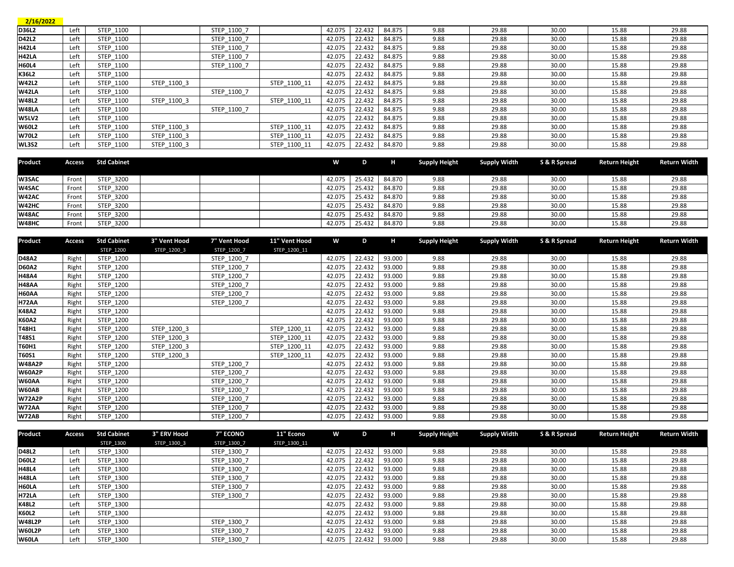**2/16/2022**

| | | | | | | | | | | | | | |
|---|---|---|---|---|---|---|---|---|---|---|---|---|---|
| **D36L2** | Left | STEP_1100 | | STEP_1100_7 | | 42.075 | 22.432 | 84.875 | 9.88 | 29.88 | 30.00 | 15.88 | 29.88 |
| **D42L2** | Left | STEP_1100 | | STEP_1100_7 | | 42.075 | 22.432 | 84.875 | 9.88 | 29.88 | 30.00 | 15.88 | 29.88 |
| **H42L4** | Left | STEP_1100 | | STEP_1100_7 | | 42.075 | 22.432 | 84.875 | 9.88 | 29.88 | 30.00 | 15.88 | 29.88 |
| **H42LA** | Left | STEP_1100 | | STEP_1100_7 | | 42.075 | 22.432 | 84.875 | 9.88 | 29.88 | 30.00 | 15.88 | 29.88 |
| **H60L4** | Left | STEP_1100 | | STEP_1100_7 | | 42.075 | 22.432 | 84.875 | 9.88 | 29.88 | 30.00 | 15.88 | 29.88 |
| **K36L2** | Left | STEP_1100 | | | | 42.075 | 22.432 | 84.875 | 9.88 | 29.88 | 30.00 | 15.88 | 29.88 |
| **W42L2** | Left | STEP_1100 | STEP_1100_3 | | STEP_1100_11 | 42.075 | 22.432 | 84.875 | 9.88 | 29.88 | 30.00 | 15.88 | 29.88 |
| **W42LA** | Left | STEP_1100 | | STEP_1100_7 | | 42.075 | 22.432 | 84.875 | 9.88 | 29.88 | 30.00 | 15.88 | 29.88 |
| **W48L2** | Left | STEP_1100 | STEP_1100_3 | | STEP_1100_11 | 42.075 | 22.432 | 84.875 | 9.88 | 29.88 | 30.00 | 15.88 | 29.88 |
| **W48LA** | Left | STEP_1100 | | STEP_1100_7 | | 42.075 | 22.432 | 84.875 | 9.88 | 29.88 | 30.00 | 15.88 | 29.88 |
| **W5LV2** | Left | STEP_1100 | | | | 42.075 | 22.432 | 84.875 | 9.88 | 29.88 | 30.00 | 15.88 | 29.88 |
| **W60L2** | Left | STEP_1100 | STEP_1100_3 | | STEP_1100_11 | 42.075 | 22.432 | 84.875 | 9.88 | 29.88 | 30.00 | 15.88 | 29.88 |
| **W70L2** | Left | STEP_1100 | STEP_1100_3 | | STEP_1100_11 | 42.075 | 22.432 | 84.875 | 9.88 | 29.88 | 30.00 | 15.88 | 29.88 |
| **WL3S2** | Left | STEP_1100 | STEP_1100_3 | | STEP_1100_11 | 42.075 | 22.432 | 84.870 | 9.88 | 29.88 | 30.00 | 15.88 | 29.88 |

| Product | Access | Std Cabinet | | | | W | D | H | Supply Height | Supply Width | S & R Spread | Return Height | Return Width |
|---|---|---|---|---|---|---|---|---|---|---|---|---|---|
| **W3SAC** | Front | STEP_3200 | | | | 42.075 | 25.432 | 84.870 | 9.88 | 29.88 | 30.00 | 15.88 | 29.88 |
| **W4SAC** | Front | STEP_3200 | | | | 42.075 | 25.432 | 84.870 | 9.88 | 29.88 | 30.00 | 15.88 | 29.88 |
| **W42AC** | Front | STEP_3200 | | | | 42.075 | 25.432 | 84.870 | 9.88 | 29.88 | 30.00 | 15.88 | 29.88 |
| **W42HC** | Front | STEP_3200 | | | | 42.075 | 25.432 | 84.870 | 9.88 | 29.88 | 30.00 | 15.88 | 29.88 |
| **W48AC** | Front | STEP_3200 | | | | 42.075 | 25.432 | 84.870 | 9.88 | 29.88 | 30.00 | 15.88 | 29.88 |
| **W48HC** | Front | STEP_3200 | | | | 42.075 | 25.432 | 84.870 | 9.88 | 29.88 | 30.00 | 15.88 | 29.88 |

| Product | Access | Std Cabinet | 3" Vent Hood | 7" Vent Hood | 11" Vent Hood | W | D | H | Supply Height | Supply Width | S & R Spread | Return Height | Return Width |
|---|---|---|---|---|---|---|---|---|---|---|---|---|---|
| | | STEP_1200 | STEP_1200_3 | STEP_1200_7 | STEP_1200_11 | | | | | | | | |
| **D48A2** | Right | STEP_1200 | | STEP_1200_7 | | 42.075 | 22.432 | 93.000 | 9.88 | 29.88 | 30.00 | 15.88 | 29.88 |
| **D60A2** | Right | STEP_1200 | | STEP_1200_7 | | 42.075 | 22.432 | 93.000 | 9.88 | 29.88 | 30.00 | 15.88 | 29.88 |
| **H48A4** | Right | STEP_1200 | | STEP_1200_7 | | 42.075 | 22.432 | 93.000 | 9.88 | 29.88 | 30.00 | 15.88 | 29.88 |
| **H48AA** | Right | STEP_1200 | | STEP_1200_7 | | 42.075 | 22.432 | 93.000 | 9.88 | 29.88 | 30.00 | 15.88 | 29.88 |
| **H60AA** | Right | STEP_1200 | | STEP_1200_7 | | 42.075 | 22.432 | 93.000 | 9.88 | 29.88 | 30.00 | 15.88 | 29.88 |
| **H72AA** | Right | STEP_1200 | | STEP_1200_7 | | 42.075 | 22.432 | 93.000 | 9.88 | 29.88 | 30.00 | 15.88 | 29.88 |
| **K48A2** | Right | STEP_1200 | | | | 42.075 | 22.432 | 93.000 | 9.88 | 29.88 | 30.00 | 15.88 | 29.88 |
| **K60A2** | Right | STEP_1200 | | | | 42.075 | 22.432 | 93.000 | 9.88 | 29.88 | 30.00 | 15.88 | 29.88 |
| **T48H1** | Right | STEP_1200 | STEP_1200_3 | | STEP_1200_11 | 42.075 | 22.432 | 93.000 | 9.88 | 29.88 | 30.00 | 15.88 | 29.88 |
| **T48S1** | Right | STEP_1200 | STEP_1200_3 | | STEP_1200_11 | 42.075 | 22.432 | 93.000 | 9.88 | 29.88 | 30.00 | 15.88 | 29.88 |
| **T60H1** | Right | STEP_1200 | STEP_1200_3 | | STEP_1200_11 | 42.075 | 22.432 | 93.000 | 9.88 | 29.88 | 30.00 | 15.88 | 29.88 |
| **T60S1** | Right | STEP_1200 | STEP_1200_3 | | STEP_1200_11 | 42.075 | 22.432 | 93.000 | 9.88 | 29.88 | 30.00 | 15.88 | 29.88 |
| **W48A2P** | Right | STEP_1200 | | STEP_1200_7 | | 42.075 | 22.432 | 93.000 | 9.88 | 29.88 | 30.00 | 15.88 | 29.88 |
| **W60A2P** | Right | STEP_1200 | | STEP_1200_7 | | 42.075 | 22.432 | 93.000 | 9.88 | 29.88 | 30.00 | 15.88 | 29.88 |
| **W60AA** | Right | STEP_1200 | | STEP_1200_7 | | 42.075 | 22.432 | 93.000 | 9.88 | 29.88 | 30.00 | 15.88 | 29.88 |
| **W60AB** | Right | STEP_1200 | | STEP_1200_7 | | 42.075 | 22.432 | 93.000 | 9.88 | 29.88 | 30.00 | 15.88 | 29.88 |
| **W72A2P** | Right | STEP_1200 | | STEP_1200_7 | | 42.075 | 22.432 | 93.000 | 9.88 | 29.88 | 30.00 | 15.88 | 29.88 |
| **W72AA** | Right | STEP_1200 | | STEP_1200_7 | | 42.075 | 22.432 | 93.000 | 9.88 | 29.88 | 30.00 | 15.88 | 29.88 |
| **W72AB** | Right | STEP_1200 | | STEP_1200_7 | | 42.075 | 22.432 | 93.000 | 9.88 | 29.88 | 30.00 | 15.88 | 29.88 |

| Product | Access | Std Cabinet | 3" ERV Hood | 7" ECONO | 11" Econo | W | D | H | Supply Height | Supply Width | S & R Spread | Return Height | Return Width |
|---|---|---|---|---|---|---|---|---|---|---|---|---|---|
| | | STEP_1300 | STEP_1300_3 | STEP_1300_7 | STEP_1300_11 | | | | | | | | |
| **D48L2** | Left | STEP_1300 | | STEP_1300_7 | | 42.075 | 22.432 | 93.000 | 9.88 | 29.88 | 30.00 | 15.88 | 29.88 |
| **D60L2** | Left | STEP_1300 | | STEP_1300_7 | | 42.075 | 22.432 | 93.000 | 9.88 | 29.88 | 30.00 | 15.88 | 29.88 |
| **H48L4** | Left | STEP_1300 | | STEP_1300_7 | | 42.075 | 22.432 | 93.000 | 9.88 | 29.88 | 30.00 | 15.88 | 29.88 |
| **H48LA** | Left | STEP_1300 | | STEP_1300_7 | | 42.075 | 22.432 | 93.000 | 9.88 | 29.88 | 30.00 | 15.88 | 29.88 |
| **H60LA** | Left | STEP_1300 | | STEP_1300_7 | | 42.075 | 22.432 | 93.000 | 9.88 | 29.88 | 30.00 | 15.88 | 29.88 |
| **H72LA** | Left | STEP_1300 | | STEP_1300_7 | | 42.075 | 22.432 | 93.000 | 9.88 | 29.88 | 30.00 | 15.88 | 29.88 |
| **K48L2** | Left | STEP_1300 | | | | 42.075 | 22.432 | 93.000 | 9.88 | 29.88 | 30.00 | 15.88 | 29.88 |
| **K60L2** | Left | STEP_1300 | | | | 42.075 | 22.432 | 93.000 | 9.88 | 29.88 | 30.00 | 15.88 | 29.88 |
| **W48L2P** | Left | STEP_1300 | | STEP_1300_7 | | 42.075 | 22.432 | 93.000 | 9.88 | 29.88 | 30.00 | 15.88 | 29.88 |
| **W60L2P** | Left | STEP_1300 | | STEP_1300_7 | | 42.075 | 22.432 | 93.000 | 9.88 | 29.88 | 30.00 | 15.88 | 29.88 |
| **W60LA** | Left | STEP_1300 | | STEP_1300_7 | | 42.075 | 22.432 | 93.000 | 9.88 | 29.88 | 30.00 | 15.88 | 29.88 |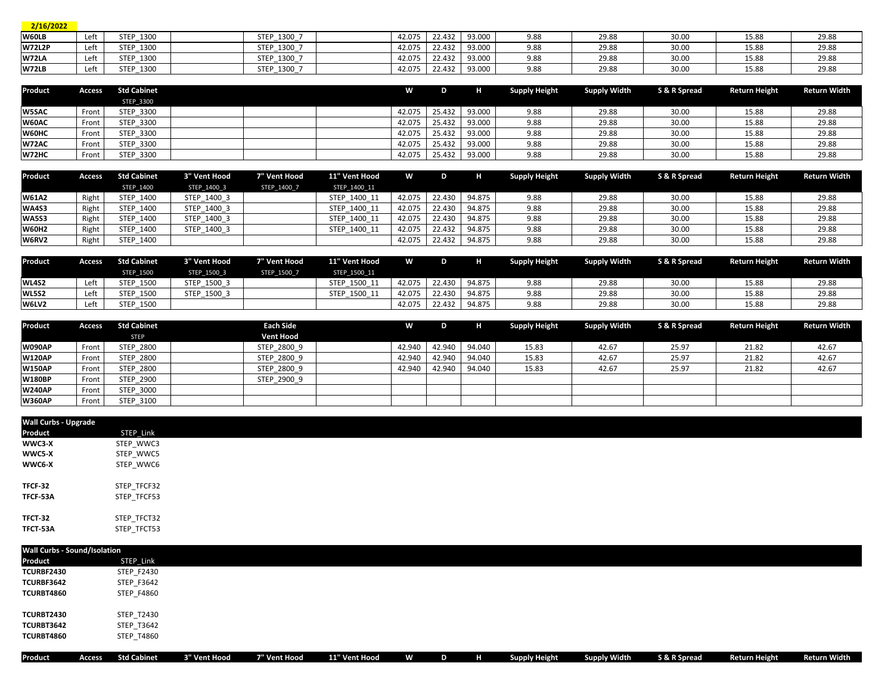2/16/2022

| W60LB | Left | STEP_1300 | | STEP_1300_7 | | 42.075 | 22.432 | 93.000 | 9.88 | 29.88 | 30.00 | 15.88 | 29.88 |
|---|---|---|---|---|---|---|---|---|---|---|---|---|---|
| W72L2P | Left | STEP_1300 | | STEP_1300_7 | | 42.075 | 22.432 | 93.000 | 9.88 | 29.88 | 30.00 | 15.88 | 29.88 |
| W72LA | Left | STEP_1300 | | STEP_1300_7 | | 42.075 | 22.432 | 93.000 | 9.88 | 29.88 | 30.00 | 15.88 | 29.88 |
| W72LB | Left | STEP_1300 | | STEP_1300_7 | | 42.075 | 22.432 | 93.000 | 9.88 | 29.88 | 30.00 | 15.88 | 29.88 |

| Product | Access | Std Cabinet | | | | W | D | H | Supply Height | Supply Width | S & R Spread | Return Height | Return Width |
|---|---|---|---|---|---|---|---|---|---|---|---|---|---|
| | | STEP_3300 | | | | | | | | | | | |
| W5SAC | Front | STEP_3300 | | | | 42.075 | 25.432 | 93.000 | 9.88 | 29.88 | 30.00 | 15.88 | 29.88 |
| W60AC | Front | STEP_3300 | | | | 42.075 | 25.432 | 93.000 | 9.88 | 29.88 | 30.00 | 15.88 | 29.88 |
| W60HC | Front | STEP_3300 | | | | 42.075 | 25.432 | 93.000 | 9.88 | 29.88 | 30.00 | 15.88 | 29.88 |
| W72AC | Front | STEP_3300 | | | | 42.075 | 25.432 | 93.000 | 9.88 | 29.88 | 30.00 | 15.88 | 29.88 |
| W72HC | Front | STEP_3300 | | | | 42.075 | 25.432 | 93.000 | 9.88 | 29.88 | 30.00 | 15.88 | 29.88 |

| Product | Access | Std Cabinet | 3" Vent Hood | 7" Vent Hood | 11" Vent Hood | W | D | H | Supply Height | Supply Width | S & R Spread | Return Height | Return Width |
|---|---|---|---|---|---|---|---|---|---|---|---|---|---|
| | | STEP_1400 | STEP_1400_3 | STEP_1400_7 | STEP_1400_11 | | | | | | | | |
| W61A2 | Right | STEP_1400 | STEP_1400_3 | | STEP_1400_11 | 42.075 | 22.430 | 94.875 | 9.88 | 29.88 | 30.00 | 15.88 | 29.88 |
| WA4S3 | Right | STEP_1400 | STEP_1400_3 | | STEP_1400_11 | 42.075 | 22.430 | 94.875 | 9.88 | 29.88 | 30.00 | 15.88 | 29.88 |
| WA5S3 | Right | STEP_1400 | STEP_1400_3 | | STEP_1400_11 | 42.075 | 22.430 | 94.875 | 9.88 | 29.88 | 30.00 | 15.88 | 29.88 |
| W60H2 | Right | STEP_1400 | STEP_1400_3 | | STEP_1400_11 | 42.075 | 22.432 | 94.875 | 9.88 | 29.88 | 30.00 | 15.88 | 29.88 |
| W6RV2 | Right | STEP_1400 | | | | 42.075 | 22.432 | 94.875 | 9.88 | 29.88 | 30.00 | 15.88 | 29.88 |

| Product | Access | Std Cabinet | 3" Vent Hood | 7" Vent Hood | 11" Vent Hood | W | D | H | Supply Height | Supply Width | S & R Spread | Return Height | Return Width |
|---|---|---|---|---|---|---|---|---|---|---|---|---|---|
| | | STEP_1500 | STEP_1500_3 | STEP_1500_7 | STEP_1500_11 | | | | | | | | |
| WL4S2 | Left | STEP_1500 | STEP_1500_3 | | STEP_1500_11 | 42.075 | 22.430 | 94.875 | 9.88 | 29.88 | 30.00 | 15.88 | 29.88 |
| WL5S2 | Left | STEP_1500 | STEP_1500_3 | | STEP_1500_11 | 42.075 | 22.430 | 94.875 | 9.88 | 29.88 | 30.00 | 15.88 | 29.88 |
| W6LV2 | Left | STEP_1500 | | | | 42.075 | 22.432 | 94.875 | 9.88 | 29.88 | 30.00 | 15.88 | 29.88 |

| Product | Access | Std Cabinet | | Each Side Vent Hood | | W | D | H | Supply Height | Supply Width | S & R Spread | Return Height | Return Width |
|---|---|---|---|---|---|---|---|---|---|---|---|---|---|
| | | STEP | | | | | | | | | | | |
| W090AP | Front | STEP_2800 | | STEP_2800_9 | | 42.940 | 42.940 | 94.040 | 15.83 | 42.67 | 25.97 | 21.82 | 42.67 |
| W120AP | Front | STEP_2800 | | STEP_2800_9 | | 42.940 | 42.940 | 94.040 | 15.83 | 42.67 | 25.97 | 21.82 | 42.67 |
| W150AP | Front | STEP_2800 | | STEP_2800_9 | | 42.940 | 42.940 | 94.040 | 15.83 | 42.67 | 25.97 | 21.82 | 42.67 |
| W180BP | Front | STEP_2900 | | STEP_2900_9 | | | | | | | | | |
| W240AP | Front | STEP_3000 | | | | | | | | | | | |
| W360AP | Front | STEP_3100 | | | | | | | | | | | |

**Wall Curbs - Upgrade**

| Product | STEP_Link |
|---|---|
| WWC3-X | STEP_WWC3 |
| WWC5-X | STEP_WWC5 |
| WWC6-X | STEP_WWC6 |
| | |
| TFCF-32 | STEP_TFCF32 |
| TFCF-53A | STEP_TFCF53 |
| | |
| TFCT-32 | STEP_TFCT32 |
| TFCT-53A | STEP_TFCT53 |

**Wall Curbs - Sound/Isolation**

| Product | STEP_Link |
|---|---|
| TCURBF2430 | STEP_F2430 |
| TCURBF3642 | STEP_F3642 |
| TCURBT4860 | STEP_F4860 |
| | |
| TCURBT2430 | STEP_T2430 |
| TCURBT3642 | STEP_T3642 |
| TCURBT4860 | STEP_T4860 |

| Product | Access | Std Cabinet | 3" Vent Hood | 7" Vent Hood | 11" Vent Hood | W | D | H | Supply Height | Supply Width | S & R Spread | Return Height | Return Width |
|---|---|---|---|---|---|---|---|---|---|---|---|---|---|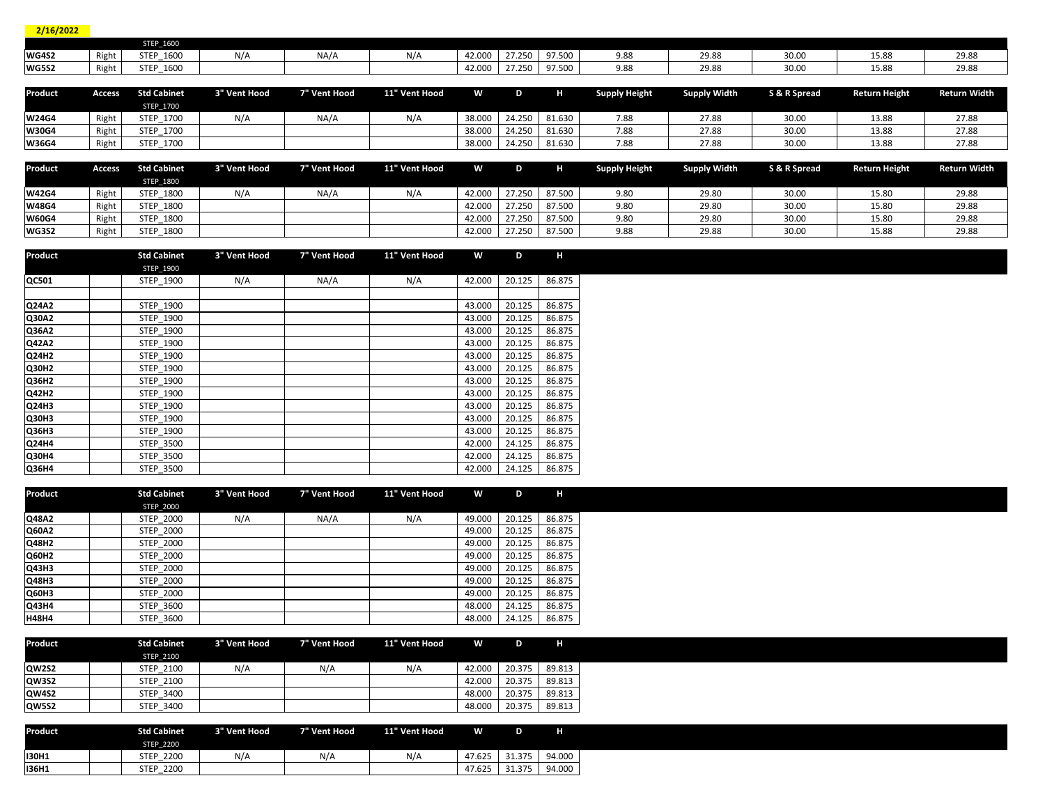**2/16/2022**

| | | STEP_1600 | | | | | | | | | | | | |
|---|---|---|---|---|---|---|---|---|---|---|---|---|---|---|
| **WG4S2** | Right | STEP_1600 | N/A | NA/A | N/A | 42.000 | 27.250 | 97.500 | 9.88 | 29.88 | 30.00 | 15.88 | 29.88 |
| **WG5S2** | Right | STEP_1600 | | | | 42.000 | 27.250 | 97.500 | 9.88 | 29.88 | 30.00 | 15.88 | 29.88 |

| Product | Access | Std Cabinet<br>STEP_1700 | 3" Vent Hood | 7" Vent Hood | 11" Vent Hood | W | D | H | Supply Height | Supply Width | S & R Spread | Return Height | Return Width |
|---|---|---|---|---|---|---|---|---|---|---|---|---|---|
| **W24G4** | Right | STEP_1700 | N/A | NA/A | N/A | 38.000 | 24.250 | 81.630 | 7.88 | 27.88 | 30.00 | 13.88 | 27.88 |
| **W30G4** | Right | STEP_1700 | | | | 38.000 | 24.250 | 81.630 | 7.88 | 27.88 | 30.00 | 13.88 | 27.88 |
| **W36G4** | Right | STEP_1700 | | | | 38.000 | 24.250 | 81.630 | 7.88 | 27.88 | 30.00 | 13.88 | 27.88 |

| Product | Access | Std Cabinet<br>STEP_1800 | 3" Vent Hood | 7" Vent Hood | 11" Vent Hood | W | D | H | Supply Height | Supply Width | S & R Spread | Return Height | Return Width |
|---|---|---|---|---|---|---|---|---|---|---|---|---|---|
| **W42G4** | Right | STEP_1800 | N/A | NA/A | N/A | 42.000 | 27.250 | 87.500 | 9.80 | 29.80 | 30.00 | 15.80 | 29.88 |
| **W48G4** | Right | STEP_1800 | | | | 42.000 | 27.250 | 87.500 | 9.80 | 29.80 | 30.00 | 15.80 | 29.88 |
| **W60G4** | Right | STEP_1800 | | | | 42.000 | 27.250 | 87.500 | 9.80 | 29.80 | 30.00 | 15.80 | 29.88 |
| **WG3S2** | Right | STEP_1800 | | | | 42.000 | 27.250 | 87.500 | 9.88 | 29.88 | 30.00 | 15.88 | 29.88 |

| Product | | Std Cabinet<br>STEP_1900 | 3" Vent Hood | 7" Vent Hood | 11" Vent Hood | W | D | H |
|---|---|---|---|---|---|---|---|---|
| **QC501** | | STEP_1900 | N/A | NA/A | N/A | 42.000 | 20.125 | 86.875 |
| | | | | | | | | |
| **Q24A2** | | STEP_1900 | | | | 43.000 | 20.125 | 86.875 |
| **Q30A2** | | STEP_1900 | | | | 43.000 | 20.125 | 86.875 |
| **Q36A2** | | STEP_1900 | | | | 43.000 | 20.125 | 86.875 |
| **Q42A2** | | STEP_1900 | | | | 43.000 | 20.125 | 86.875 |
| **Q24H2** | | STEP_1900 | | | | 43.000 | 20.125 | 86.875 |
| **Q30H2** | | STEP_1900 | | | | 43.000 | 20.125 | 86.875 |
| **Q36H2** | | STEP_1900 | | | | 43.000 | 20.125 | 86.875 |
| **Q42H2** | | STEP_1900 | | | | 43.000 | 20.125 | 86.875 |
| **Q24H3** | | STEP_1900 | | | | 43.000 | 20.125 | 86.875 |
| **Q30H3** | | STEP_1900 | | | | 43.000 | 20.125 | 86.875 |
| **Q36H3** | | STEP_1900 | | | | 43.000 | 20.125 | 86.875 |
| **Q24H4** | | STEP_3500 | | | | 42.000 | 24.125 | 86.875 |
| **Q30H4** | | STEP_3500 | | | | 42.000 | 24.125 | 86.875 |
| **Q36H4** | | STEP_3500 | | | | 42.000 | 24.125 | 86.875 |

| Product | | Std Cabinet<br>STEP_2000 | 3" Vent Hood | 7" Vent Hood | 11" Vent Hood | W | D | H |
|---|---|---|---|---|---|---|---|---|
| **Q48A2** | | STEP_2000 | N/A | NA/A | N/A | 49.000 | 20.125 | 86.875 |
| **Q60A2** | | STEP_2000 | | | | 49.000 | 20.125 | 86.875 |
| **Q48H2** | | STEP_2000 | | | | 49.000 | 20.125 | 86.875 |
| **Q60H2** | | STEP_2000 | | | | 49.000 | 20.125 | 86.875 |
| **Q43H3** | | STEP_2000 | | | | 49.000 | 20.125 | 86.875 |
| **Q48H3** | | STEP_2000 | | | | 49.000 | 20.125 | 86.875 |
| **Q60H3** | | STEP_2000 | | | | 49.000 | 20.125 | 86.875 |
| **Q43H4** | | STEP_3600 | | | | 48.000 | 24.125 | 86.875 |
| **H48H4** | | STEP_3600 | | | | 48.000 | 24.125 | 86.875 |

| Product | | Std Cabinet<br>STEP_2100 | 3" Vent Hood | 7" Vent Hood | 11" Vent Hood | W | D | H |
|---|---|---|---|---|---|---|---|---|
| **QW2S2** | | STEP_2100 | N/A | N/A | N/A | 42.000 | 20.375 | 89.813 |
| **QW3S2** | | STEP_2100 | | | | 42.000 | 20.375 | 89.813 |
| **QW4S2** | | STEP_3400 | | | | 48.000 | 20.375 | 89.813 |
| **QW5S2** | | STEP_3400 | | | | 48.000 | 20.375 | 89.813 |

| Product | | Std Cabinet<br>STEP_2200 | 3" Vent Hood | 7" Vent Hood | 11" Vent Hood | W | D | H |
|---|---|---|---|---|---|---|---|---|
| **I30H1** | | STEP_2200 | N/A | N/A | N/A | 47.625 | 31.375 | 94.000 |
| **I36H1** | | STEP_2200 | | | | 47.625 | 31.375 | 94.000 |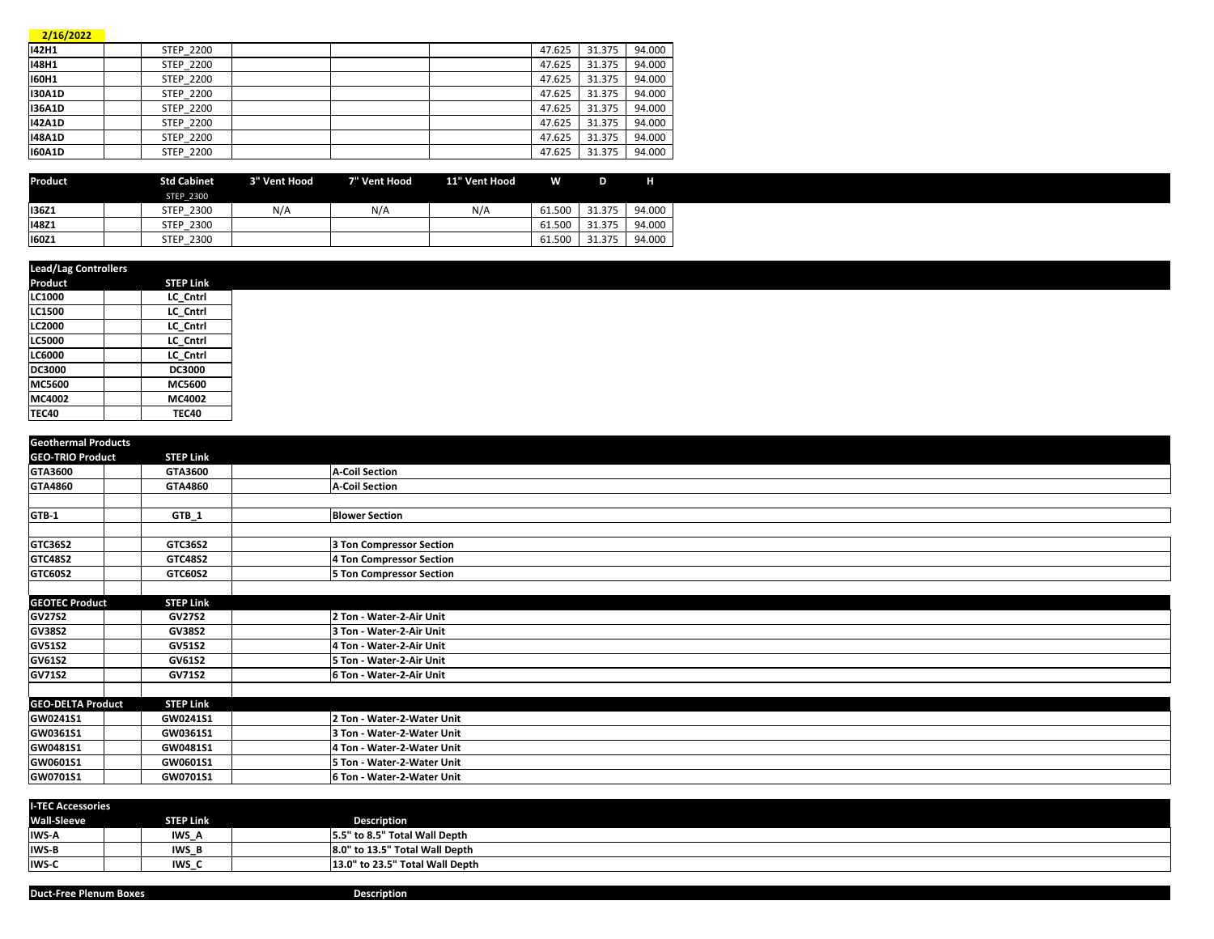2/16/2022

| | | | | | | W | D | H |
|---|---|---|---|---|---|---|---|---|
| **I42H1** | | STEP_2200 | | | | 47.625 | 31.375 | 94.000 |
| **I48H1** | | STEP_2200 | | | | 47.625 | 31.375 | 94.000 |
| **I60H1** | | STEP_2200 | | | | 47.625 | 31.375 | 94.000 |
| **I30A1D** | | STEP_2200 | | | | 47.625 | 31.375 | 94.000 |
| **I36A1D** | | STEP_2200 | | | | 47.625 | 31.375 | 94.000 |
| **I42A1D** | | STEP_2200 | | | | 47.625 | 31.375 | 94.000 |
| **I48A1D** | | STEP_2200 | | | | 47.625 | 31.375 | 94.000 |
| **I60A1D** | | STEP_2200 | | | | 47.625 | 31.375 | 94.000 |

| Product | | Std Cabinet | 3" Vent Hood | 7" Vent Hood | 11" Vent Hood | W | D | H |
|---|---|---|---|---|---|---|---|---|
| | | STEP_2300 | | | | | | |
| **I36Z1** | | STEP_2300 | N/A | N/A | N/A | 61.500 | 31.375 | 94.000 |
| **I48Z1** | | STEP_2300 | | | | 61.500 | 31.375 | 94.000 |
| **I60Z1** | | STEP_2300 | | | | 61.500 | 31.375 | 94.000 |

| Lead/Lag Controllers | | |
|---|---|---|
| **Product** | | **STEP Link** |
| **LC1000** | | **LC_Cntrl** |
| **LC1500** | | **LC_Cntrl** |
| **LC2000** | | **LC_Cntrl** |
| **LC5000** | | **LC_Cntrl** |
| **LC6000** | | **LC_Cntrl** |
| **DC3000** | | **DC3000** |
| **MC5600** | | **MC5600** |
| **MC4002** | | **MC4002** |
| **TEC40** | | **TEC40** |

| Geothermal Products | | | | |
|---|---|---|---|---|
| **GEO-TRIO Product** | | **STEP Link** | | |
| **GTA3600** | | **GTA3600** | | **A-Coil Section** |
| **GTA4860** | | **GTA4860** | | **A-Coil Section** |
| | | | | |
| **GTB-1** | | **GTB_1** | | **Blower Section** |
| | | | | |
| **GTC36S2** | | **GTC36S2** | | **3 Ton Compressor Section** |
| **GTC48S2** | | **GTC48S2** | | **4 Ton Compressor Section** |
| **GTC60S2** | | **GTC60S2** | | **5 Ton Compressor Section** |
| | | | | |
| **GEOTEC Product** | | **STEP Link** | | |
| **GV27S2** | | **GV27S2** | | **2 Ton - Water-2-Air Unit** |
| **GV38S2** | | **GV38S2** | | **3 Ton - Water-2-Air Unit** |
| **GV51S2** | | **GV51S2** | | **4 Ton - Water-2-Air Unit** |
| **GV61S2** | | **GV61S2** | | **5 Ton - Water-2-Air Unit** |
| **GV71S2** | | **GV71S2** | | **6 Ton - Water-2-Air Unit** |
| | | | | |
| **GEO-DELTA Product** | | **STEP Link** | | |
| **GW0241S1** | | **GW0241S1** | | **2 Ton - Water-2-Water Unit** |
| **GW0361S1** | | **GW0361S1** | | **3 Ton - Water-2-Water Unit** |
| **GW0481S1** | | **GW0481S1** | | **4 Ton - Water-2-Water Unit** |
| **GW0601S1** | | **GW0601S1** | | **5 Ton - Water-2-Water Unit** |
| **GW0701S1** | | **GW0701S1** | | **6 Ton - Water-2-Water Unit** |

| I-TEC Accessories | | | | |
|---|---|---|---|---|
| **Wall-Sleeve** | | **STEP Link** | | **Description** |
| **IWS-A** | | **IWS_A** | | **5.5" to 8.5" Total Wall Depth** |
| **IWS-B** | | **IWS_B** | | **8.0" to 13.5" Total Wall Depth** |
| **IWS-C** | | **IWS_C** | | **13.0" to 23.5" Total Wall Depth** |

| Duct-Free Plenum Boxes | | | | Description |
|---|---|---|---|---|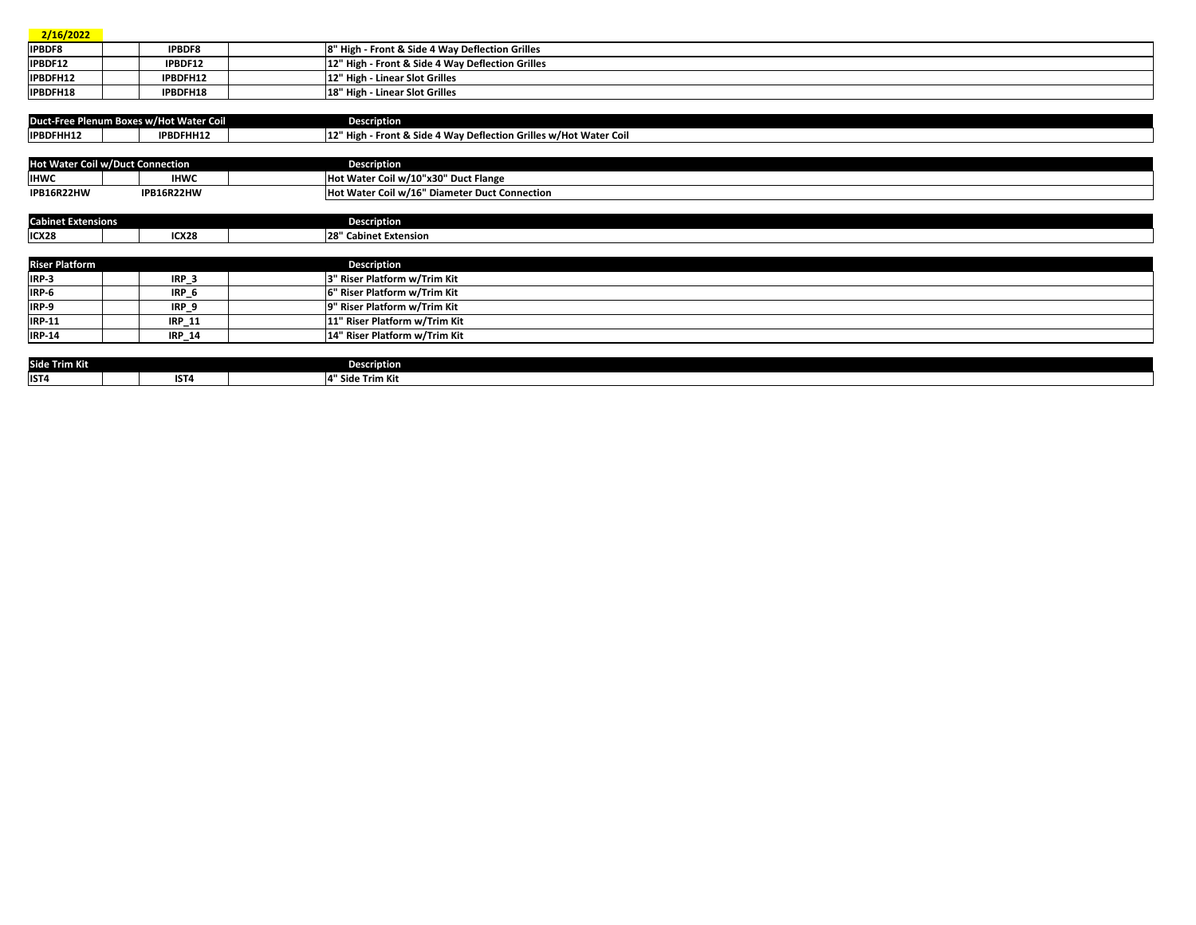2/16/2022

| | | | | |
|---|---|---|---|---|
| IPBDF8 | | IPBDF8 | | 8" High - Front & Side 4 Way Deflection Grilles |
| IPBDF12 | | IPBDF12 | | 12" High - Front & Side 4 Way Deflection Grilles |
| IPBDFH12 | | IPBDFH12 | | 12" High - Linear Slot Grilles |
| IPBDFH18 | | IPBDFH18 | | 18" High - Linear Slot Grilles |

| Duct-Free Plenum Boxes w/Hot Water Coil | | | | Description |
|---|---|---|---|---|
| IPBDFHH12 | | IPBDFHH12 | | 12" High - Front & Side 4 Way Deflection Grilles w/Hot Water Coil |

| Hot Water Coil w/Duct Connection | | | | Description |
|---|---|---|---|---|
| IHWC | | IHWC | | Hot Water Coil w/10"x30" Duct Flange |
| IPB16R22HW | | IPB16R22HW | | Hot Water Coil w/16" Diameter Duct Connection |

| Cabinet Extensions | | | | Description |
|---|---|---|---|---|
| ICX28 | | ICX28 | | 28" Cabinet Extension |

| Riser Platform | | | | Description |
|---|---|---|---|---|
| IRP-3 | | IRP_3 | | 3" Riser Platform w/Trim Kit |
| IRP-6 | | IRP_6 | | 6" Riser Platform w/Trim Kit |
| IRP-9 | | IRP_9 | | 9" Riser Platform w/Trim Kit |
| IRP-11 | | IRP_11 | | 11" Riser Platform w/Trim Kit |
| IRP-14 | | IRP_14 | | 14" Riser Platform w/Trim Kit |

| Side Trim Kit | | | | Description |
|---|---|---|---|---|
| IST4 | | IST4 | | 4" Side Trim Kit |